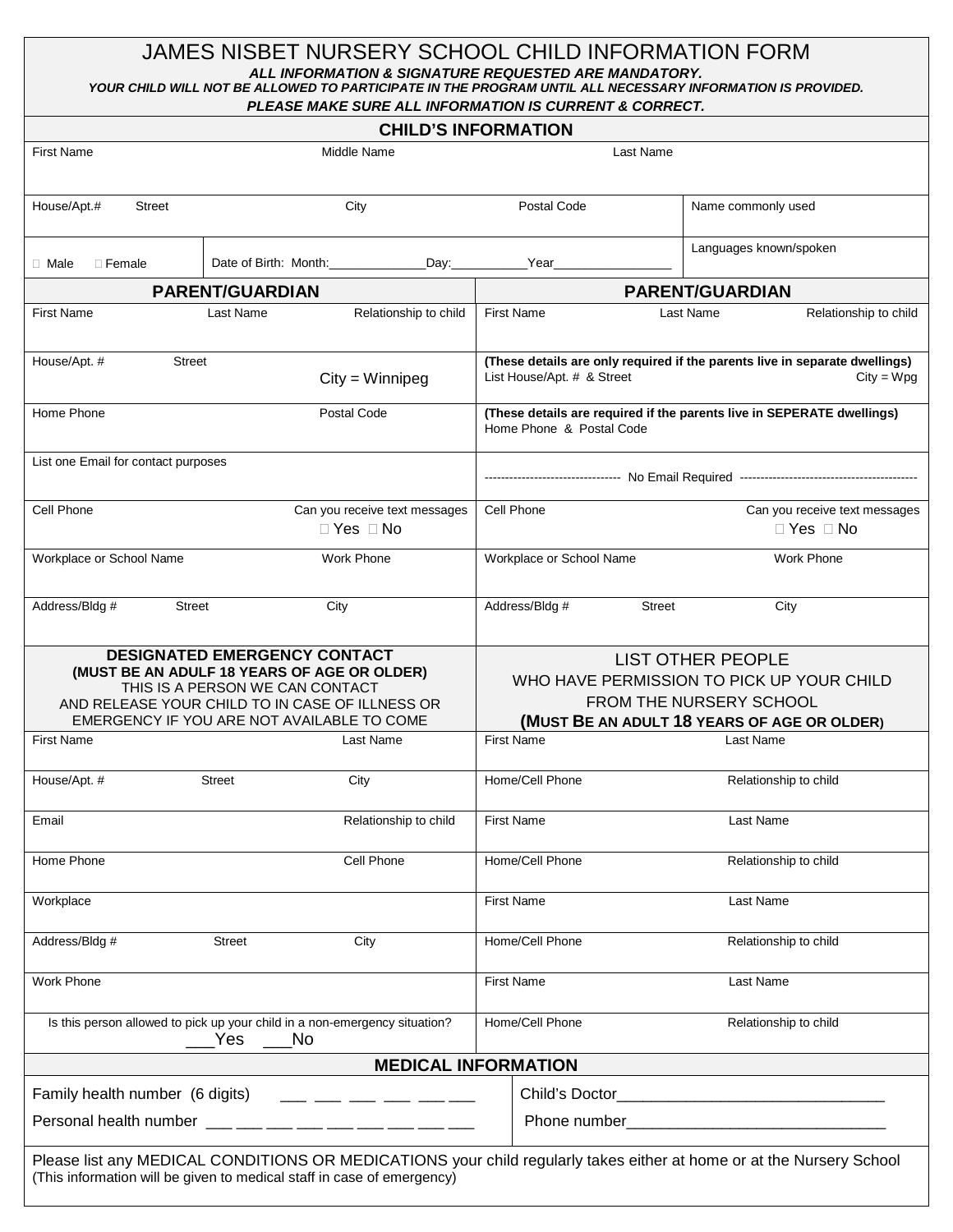# JAMES NISBET NURSERY SCHOOL CHILD INFORMATION FORM

***ALL INFORMATION & SIGNATURE REQUESTED ARE MANDATORY.***
***YOUR CHILD WILL NOT BE ALLOWED TO PARTICIPATE IN THE PROGRAM UNTIL ALL NECESSARY INFORMATION IS PROVIDED.***
***PLEASE MAKE SURE ALL INFORMATION IS CURRENT & CORRECT.***

## CHILD'S INFORMATION

| First Name | Middle Name | Last Name | |
|---|---|---|---|
| House/Apt.# Street | City | Postal Code | Name commonly used |
| ☐ Male ☐ Female | Date of Birth: Month:_____________Day:__________Year________________ | | Languages known/spoken |

## PARENT/GUARDIAN

| PARENT/GUARDIAN | PARENT/GUARDIAN |
|---|---|
| First Name Last Name Relationship to child | First Name Last Name Relationship to child |
| House/Apt. # Street City = Winnipeg | **(These details are only required if the parents live in separate dwellings)** List House/Apt. # & Street City = Wpg |
| Home Phone Postal Code | **(These details are required if the parents live in SEPERATE dwellings)** Home Phone & Postal Code |
| List one Email for contact purposes | -------------------------------- No Email Required ------------------------------------------ |
| Cell Phone Can you receive text messages ☐ Yes ☐ No | Cell Phone Can you receive text messages ☐ Yes ☐ No |
| Workplace or School Name Work Phone | Workplace or School Name Work Phone |
| Address/Bldg # Street City | Address/Bldg # Street City |

| **DESIGNATED EMERGENCY CONTACT (MUST BE AN ADULF 18 YEARS OF AGE OR OLDER)** THIS IS A PERSON WE CAN CONTACT AND RELEASE YOUR CHILD TO IN CASE OF ILLNESS OR EMERGENCY IF YOU ARE NOT AVAILABLE TO COME | LIST OTHER PEOPLE WHO HAVE PERMISSION TO PICK UP YOUR CHILD FROM THE NURSERY SCHOOL **(MUST BE AN ADULT 18 YEARS OF AGE OR OLDER)** |
|---|---|
| First Name Last Name | First Name Last Name |
| House/Apt. # Street City | Home/Cell Phone Relationship to child |
| Email Relationship to child | First Name Last Name |
| Home Phone Cell Phone | Home/Cell Phone Relationship to child |
| Workplace | First Name Last Name |
| Address/Bldg # Street City | Home/Cell Phone Relationship to child |
| Work Phone | First Name Last Name |
| Is this person allowed to pick up your child in a non-emergency situation? ___Yes ___No | Home/Cell Phone Relationship to child |

## MEDICAL INFORMATION

| | |
|---|---|
| Family health number (6 digits) ___ ___ ___ ___ ___ ___ | Child's Doctor_______________________________ |
| Personal health number ___ ___ ___ ___ ___ ___ ___ ___ ___ | Phone number_______________________________ |

Please list any MEDICAL CONDITIONS OR MEDICATIONS your child regularly takes either at home or at the Nursery School
(This information will be given to medical staff in case of emergency)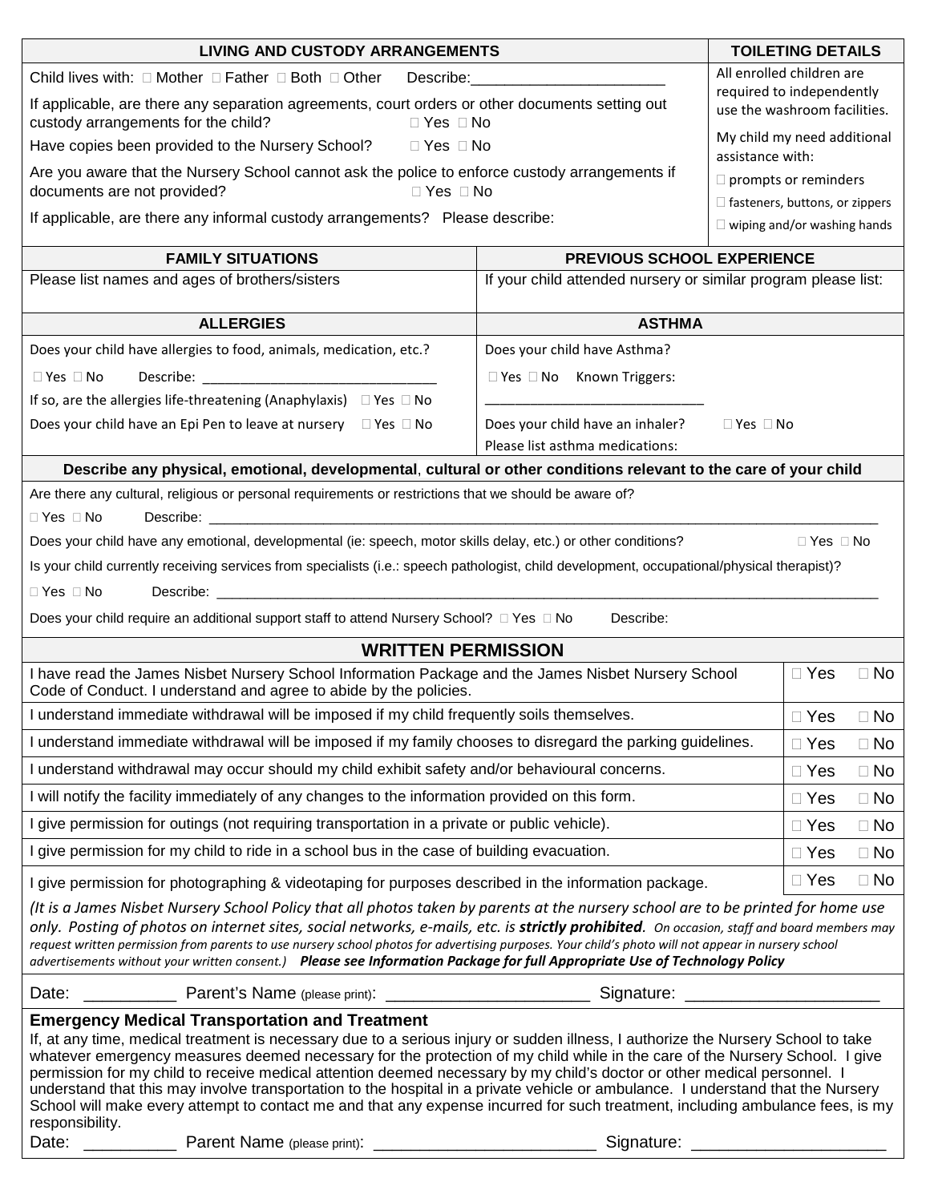## LIVING AND CUSTODY ARRANGEMENTS

Child lives with: □ Mother □ Father □ Both □ Other Describe:______________________

If applicable, are there any separation agreements, court orders or other documents setting out custody arrangements for the child? □ Yes □ No

Have copies been provided to the Nursery School? □ Yes □ No

Are you aware that the Nursery School cannot ask the police to enforce custody arrangements if documents are not provided? □ Yes □ No

If applicable, are there any informal custody arrangements? Please describe:

## TOILETING DETAILS

All enrolled children are required to independently use the washroom facilities.

My child my need additional assistance with:

□ prompts or reminders

□ fasteners, buttons, or zippers

□ wiping and/or washing hands

## FAMILY SITUATIONS

Please list names and ages of brothers/sisters

## PREVIOUS SCHOOL EXPERIENCE

If your child attended nursery or similar program please list:

## ALLERGIES

Does your child have allergies to food, animals, medication, etc.?

□ Yes □ No Describe: ______________________________

If so, are the allergies life-threatening (Anaphylaxis) □ Yes □ No

Does your child have an Epi Pen to leave at nursery □ Yes □ No

## ASTHMA

Does your child have Asthma?

□ Yes □ No Known Triggers: ____________________________

Does your child have an inhaler? □ Yes □ No

Please list asthma medications:

## Describe any physical, emotional, developmental, cultural or other conditions relevant to the care of your child

Are there any cultural, religious or personal requirements or restrictions that we should be aware of?

□ Yes □ No Describe: ______________________________________________________________________________

Does your child have any emotional, developmental (ie: speech, motor skills delay, etc.) or other conditions? □ Yes □ No

Is your child currently receiving services from specialists (i.e.: speech pathologist, child development, occupational/physical therapist)?

□ Yes □ No Describe: ______________________________________________________________________________

Does your child require an additional support staff to attend Nursery School? □ Yes □ No Describe:

## WRITTEN PERMISSION

| | |
|---|---|
| I have read the James Nisbet Nursery School Information Package and the James Nisbet Nursery School Code of Conduct. I understand and agree to abide by the policies. | □ Yes □ No |
| I understand immediate withdrawal will be imposed if my child frequently soils themselves. | □ Yes □ No |
| I understand immediate withdrawal will be imposed if my family chooses to disregard the parking guidelines. | □ Yes □ No |
| I understand withdrawal may occur should my child exhibit safety and/or behavioural concerns. | □ Yes □ No |
| I will notify the facility immediately of any changes to the information provided on this form. | □ Yes □ No |
| I give permission for outings (not requiring transportation in a private or public vehicle). | □ Yes □ No |
| I give permission for my child to ride in a school bus in the case of building evacuation. | □ Yes □ No |
| I give permission for photographing & videotaping for purposes described in the information package. | □ Yes □ No |

*(It is a James Nisbet Nursery School Policy that all photos taken by parents at the nursery school are to be printed for home use only. Posting of photos on internet sites, social networks, e-mails, etc. is* ***strictly prohibited****. On occasion, staff and board members may request written permission from parents to use nursery school photos for advertising purposes. Your child's photo will not appear in nursery school advertisements without your written consent.)* ***Please see Information Package for full Appropriate Use of Technology Policy***

Date: __________ Parent's Name (please print): ______________________ Signature: ____________________

### Emergency Medical Transportation and Treatment

If, at any time, medical treatment is necessary due to a serious injury or sudden illness, I authorize the Nursery School to take whatever emergency measures deemed necessary for the protection of my child while in the care of the Nursery School. I give permission for my child to receive medical attention deemed necessary by my child's doctor or other medical personnel. I understand that this may involve transportation to the hospital in a private vehicle or ambulance. I understand that the Nursery School will make every attempt to contact me and that any expense incurred for such treatment, including ambulance fees, is my responsibility.

Date: __________ Parent Name (please print): ________________________ Signature: ____________________